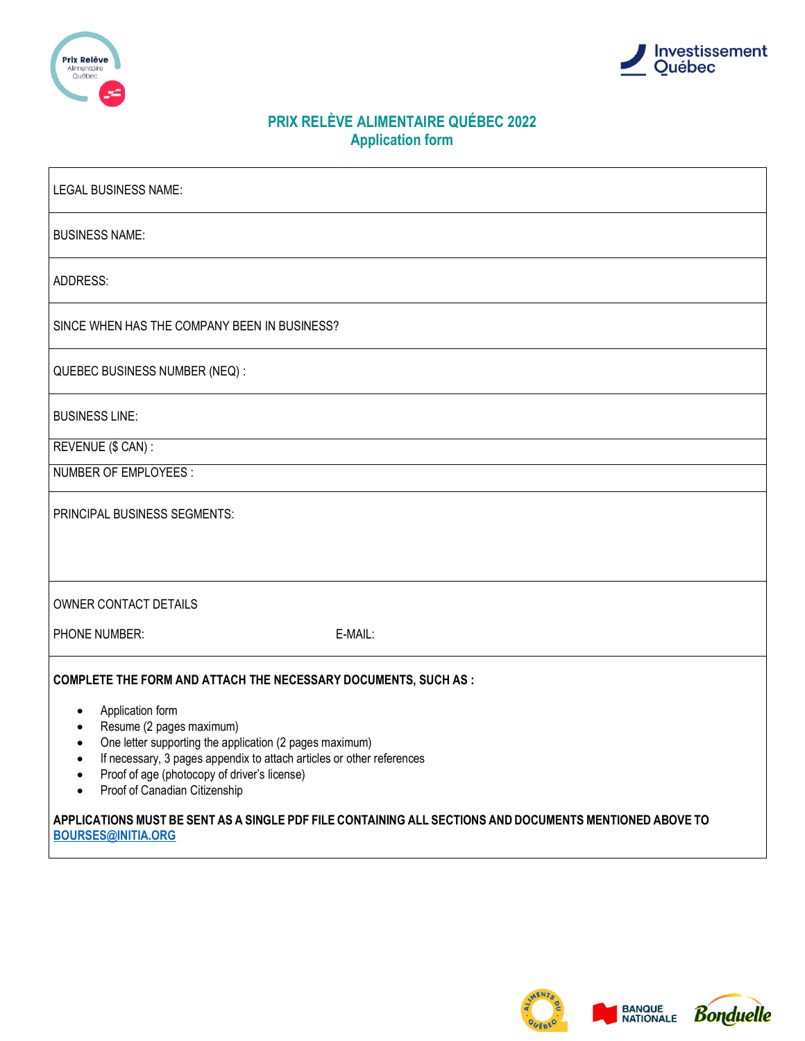# PRIX RELÈVE ALIMENTAIRE QUÉBEC 2022

## Application form

| |
|---|
| LEGAL BUSINESS NAME: |
| BUSINESS NAME: |
| ADDRESS: |
| SINCE WHEN HAS THE COMPANY BEEN IN BUSINESS? |
| QUEBEC BUSINESS NUMBER (NEQ) : |
| BUSINESS LINE: |
| REVENUE ($ CAN) : |
| NUMBER OF EMPLOYEES : |
| PRINCIPAL BUSINESS SEGMENTS: |
| OWNER CONTACT DETAILS<br>PHONE NUMBER: E-MAIL: |

**COMPLETE THE FORM AND ATTACH THE NECESSARY DOCUMENTS, SUCH AS :**

- Application form
- Resume (2 pages maximum)
- One letter supporting the application (2 pages maximum)
- If necessary, 3 pages appendix to attach articles or other references
- Proof of age (photocopy of driver's license)
- Proof of Canadian Citizenship

**APPLICATIONS MUST BE SENT AS A SINGLE PDF FILE CONTAINING ALL SECTIONS AND DOCUMENTS MENTIONED ABOVE TO [BOURSES@INITIA.ORG](mailto:BOURSES@INITIA.ORG)**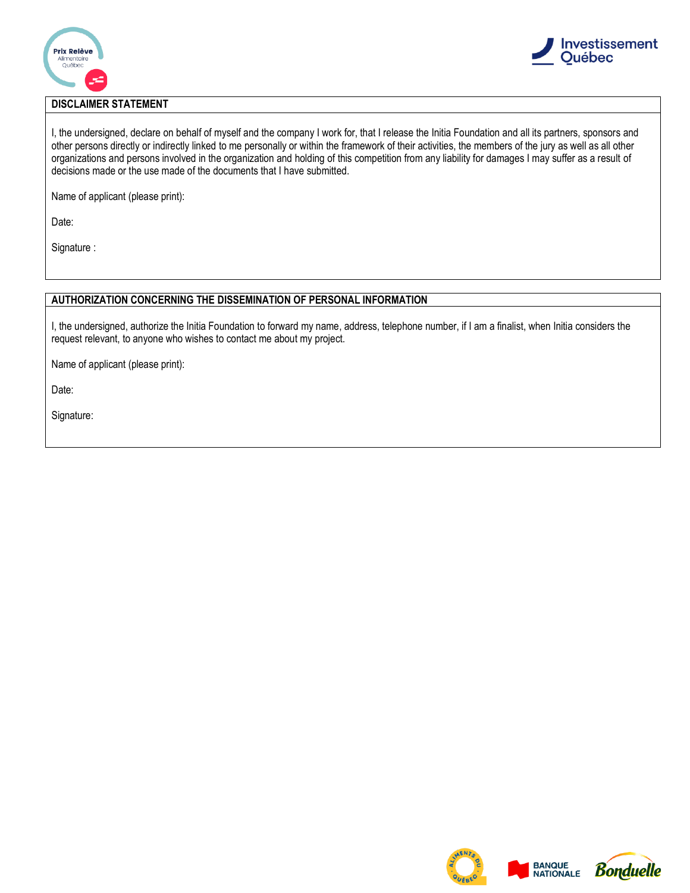## DISCLAIMER STATEMENT

I, the undersigned, declare on behalf of myself and the company I work for, that I release the Initia Foundation and all its partners, sponsors and other persons directly or indirectly linked to me personally or within the framework of their activities, the members of the jury as well as all other organizations and persons involved in the organization and holding of this competition from any liability for damages I may suffer as a result of decisions made or the use made of the documents that I have submitted.

Name of applicant (please print):

Date:

Signature :

## AUTHORIZATION CONCERNING THE DISSEMINATION OF PERSONAL INFORMATION

I, the undersigned, authorize the Initia Foundation to forward my name, address, telephone number, if I am a finalist, when Initia considers the request relevant, to anyone who wishes to contact me about my project.

Name of applicant (please print):

Date:

Signature: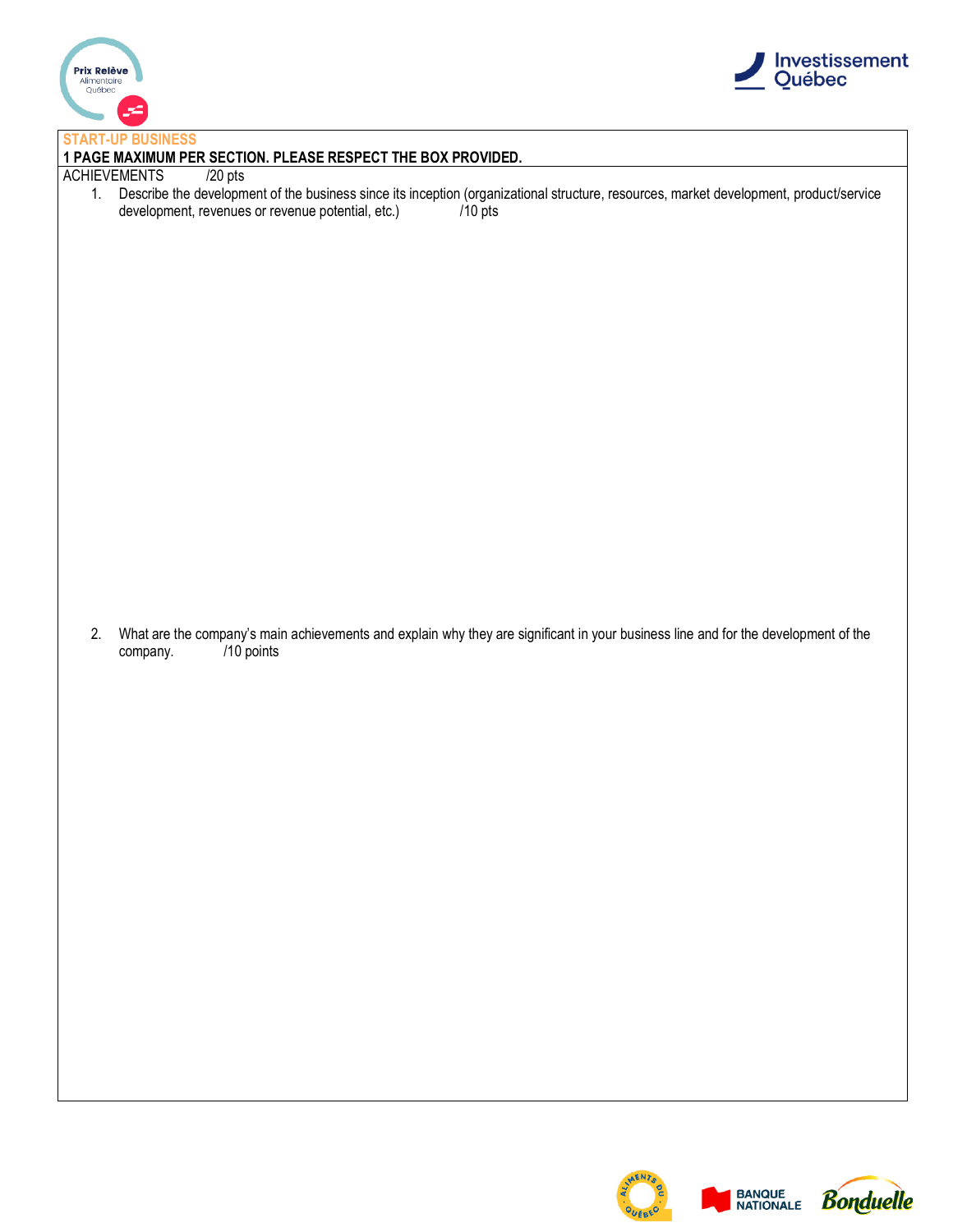**START-UP BUSINESS**

**1 PAGE MAXIMUM PER SECTION. PLEASE RESPECT THE BOX PROVIDED.**

ACHIEVEMENTS /20 pts

1. Describe the development of the business since its inception (organizational structure, resources, market development, product/service development, revenues or revenue potential, etc.) /10 pts

2. What are the company's main achievements and explain why they are significant in your business line and for the development of the company. /10 points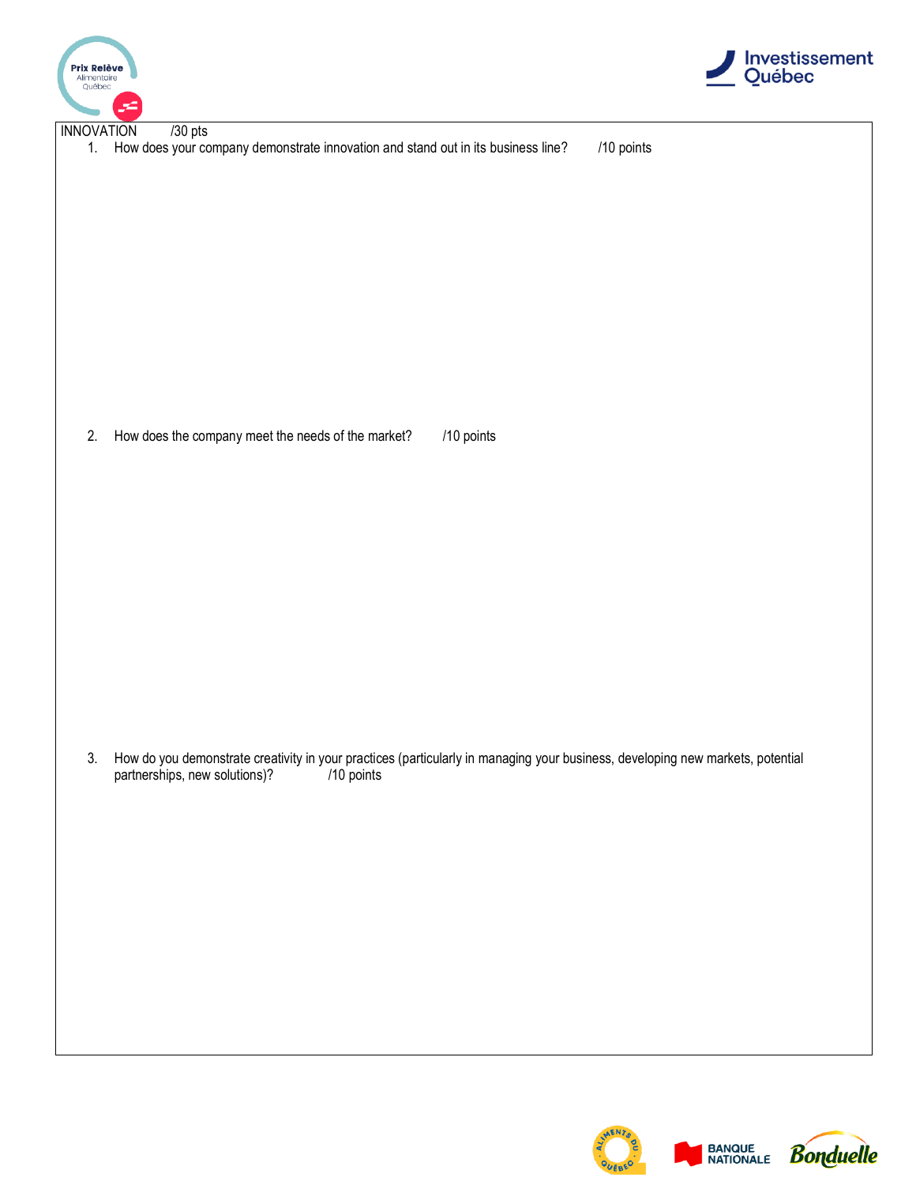## INNOVATION /30 pts

1. How does your company demonstrate innovation and stand out in its business line? /10 points

2. How does the company meet the needs of the market? /10 points

3. How do you demonstrate creativity in your practices (particularly in managing your business, developing new markets, potential partnerships, new solutions)? /10 points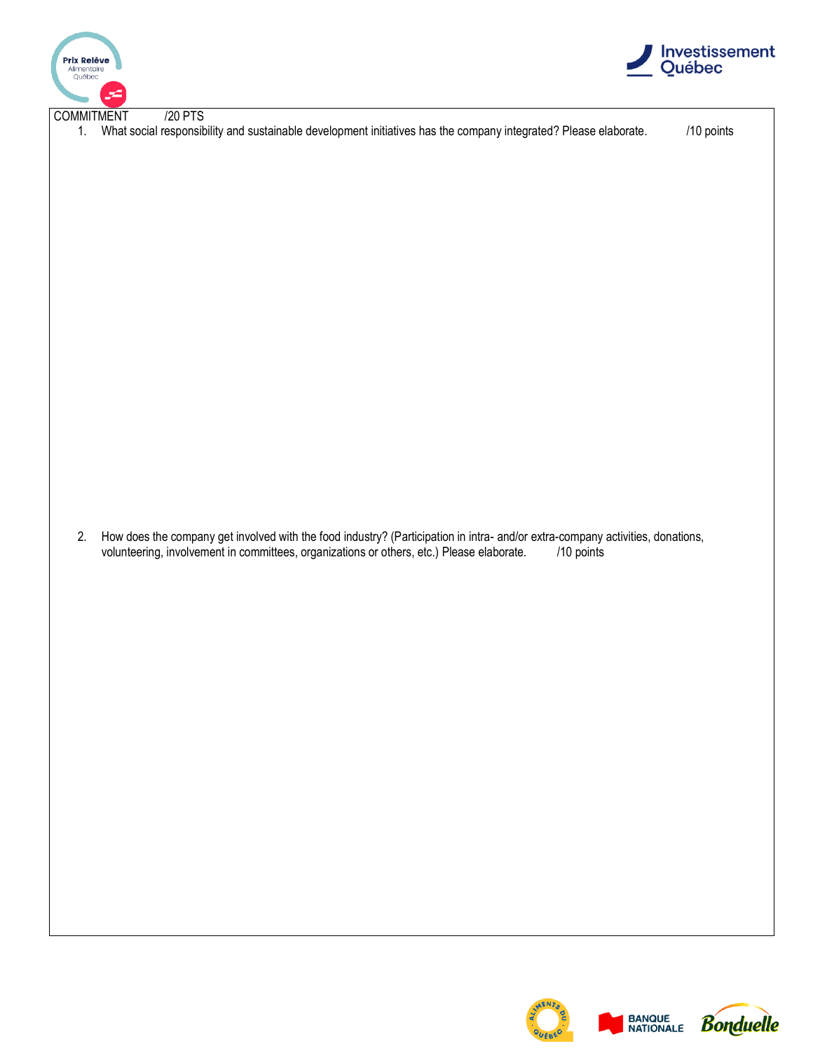COMMITMENT /20 PTS

1. What social responsibility and sustainable development initiatives has the company integrated? Please elaborate. /10 points

2. How does the company get involved with the food industry? (Participation in intra- and/or extra-company activities, donations, volunteering, involvement in committees, organizations or others, etc.) Please elaborate. /10 points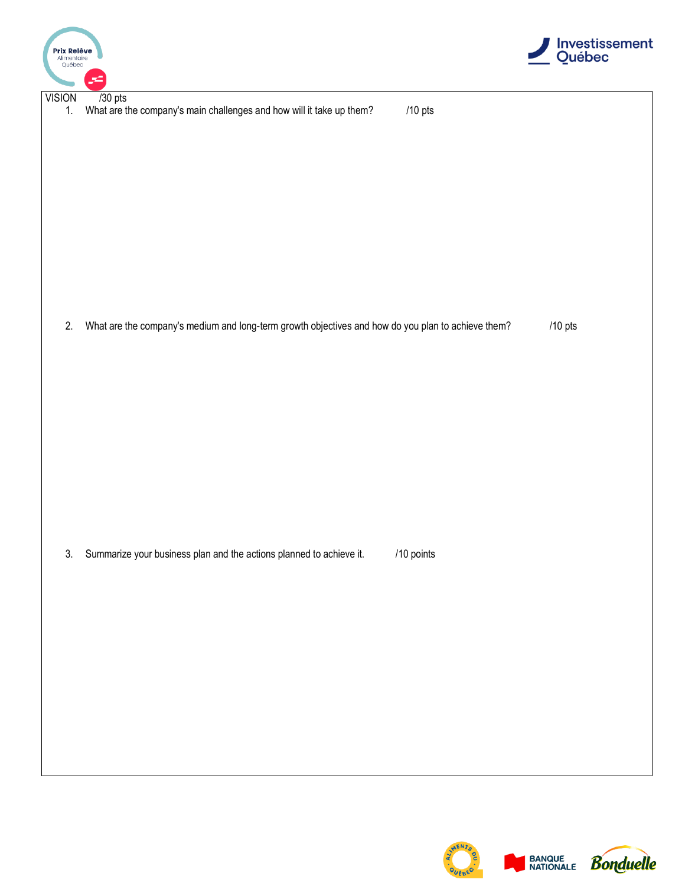VISION /30 pts

1. What are the company's main challenges and how will it take up them? /10 pts

2. What are the company's medium and long-term growth objectives and how do you plan to achieve them? /10 pts

3. Summarize your business plan and the actions planned to achieve it. /10 points